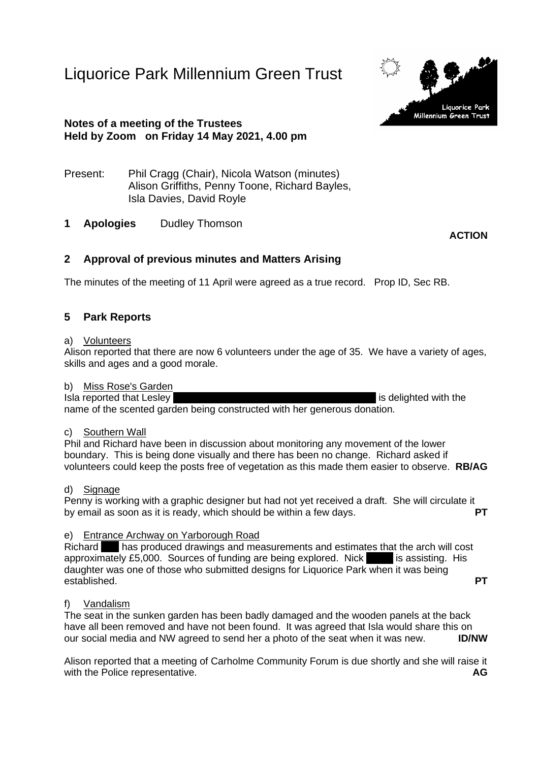# Liquorice Park Millennium Green Trust

**Notes of a meeting of the Trustees**
**Held by Zoom on Friday 14 May 2021, 4.00 pm**

Present: Phil Cragg (Chair), Nicola Watson (minutes) Alison Griffiths, Penny Toone, Richard Bayles, Isla Davies, David Royle

**1 Apologies** Dudley Thomson

**ACTION**

## 2 Approval of previous minutes and Matters Arising

The minutes of the meeting of 11 April were agreed as a true record. Prop ID, Sec RB.

## 5 Park Reports

a) Volunteers

Alison reported that there are now 6 volunteers under the age of 35. We have a variety of ages, skills and ages and a good morale.

b) Miss Rose's Garden

Isla reported that Lesley is delighted with the name of the scented garden being constructed with her generous donation.

c) Southern Wall

Phil and Richard have been in discussion about monitoring any movement of the lower boundary. This is being done visually and there has been no change. Richard asked if volunteers could keep the posts free of vegetation as this made them easier to observe. **RB/AG**

d) Signage

Penny is working with a graphic designer but had not yet received a draft. She will circulate it by email as soon as it is ready, which should be within a few days. **PT**

e) Entrance Archway on Yarborough Road

Richard has produced drawings and measurements and estimates that the arch will cost approximately £5,000. Sources of funding are being explored. Nick is assisting. His daughter was one of those who submitted designs for Liquorice Park when it was being established. **PT**

f) Vandalism

The seat in the sunken garden has been badly damaged and the wooden panels at the back have all been removed and have not been found. It was agreed that Isla would share this on our social media and NW agreed to send her a photo of the seat when it was new. **ID/NW**

Alison reported that a meeting of Carholme Community Forum is due shortly and she will raise it with the Police representative. **AG**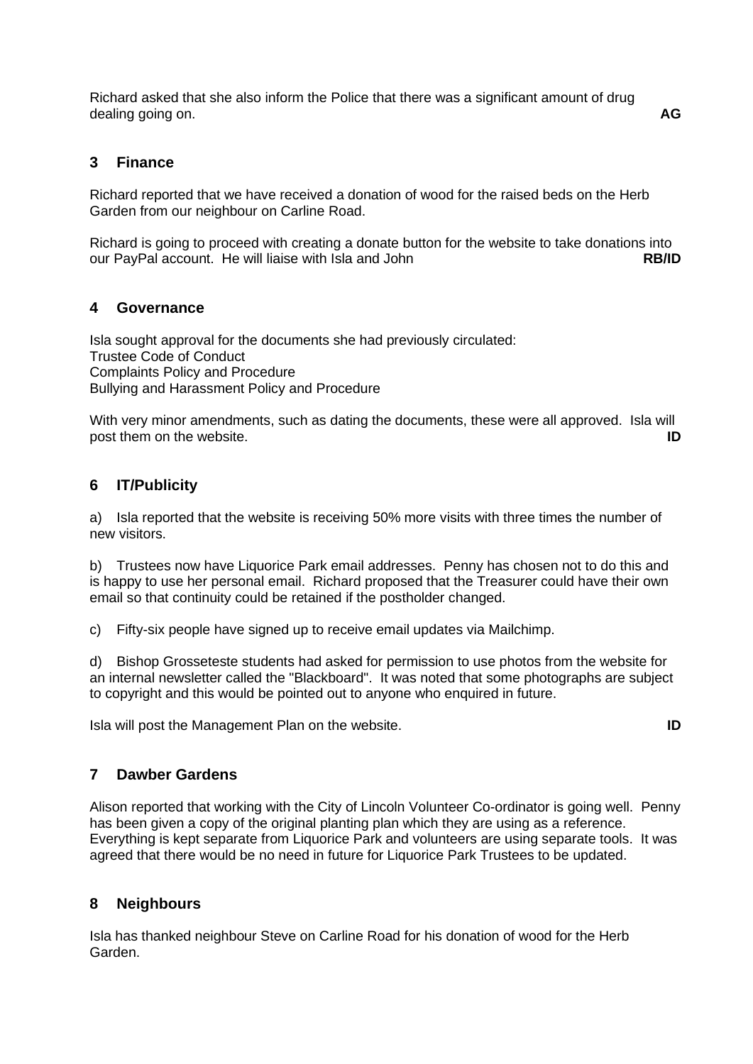Richard asked that she also inform the Police that there was a significant amount of drug dealing going on. **AG**

## 3 Finance

Richard reported that we have received a donation of wood for the raised beds on the Herb Garden from our neighbour on Carline Road.

Richard is going to proceed with creating a donate button for the website to take donations into our PayPal account. He will liaise with Isla and John **RB/ID**

## 4 Governance

Isla sought approval for the documents she had previously circulated:
Trustee Code of Conduct
Complaints Policy and Procedure
Bullying and Harassment Policy and Procedure

With very minor amendments, such as dating the documents, these were all approved. Isla will post them on the website. **ID**

## 6 IT/Publicity

a) Isla reported that the website is receiving 50% more visits with three times the number of new visitors.

b) Trustees now have Liquorice Park email addresses. Penny has chosen not to do this and is happy to use her personal email. Richard proposed that the Treasurer could have their own email so that continuity could be retained if the postholder changed.

c) Fifty-six people have signed up to receive email updates via Mailchimp.

d) Bishop Grosseteste students had asked for permission to use photos from the website for an internal newsletter called the "Blackboard". It was noted that some photographs are subject to copyright and this would be pointed out to anyone who enquired in future.

Isla will post the Management Plan on the website. **ID**

## 7 Dawber Gardens

Alison reported that working with the City of Lincoln Volunteer Co-ordinator is going well. Penny has been given a copy of the original planting plan which they are using as a reference. Everything is kept separate from Liquorice Park and volunteers are using separate tools. It was agreed that there would be no need in future for Liquorice Park Trustees to be updated.

## 8 Neighbours

Isla has thanked neighbour Steve on Carline Road for his donation of wood for the Herb Garden.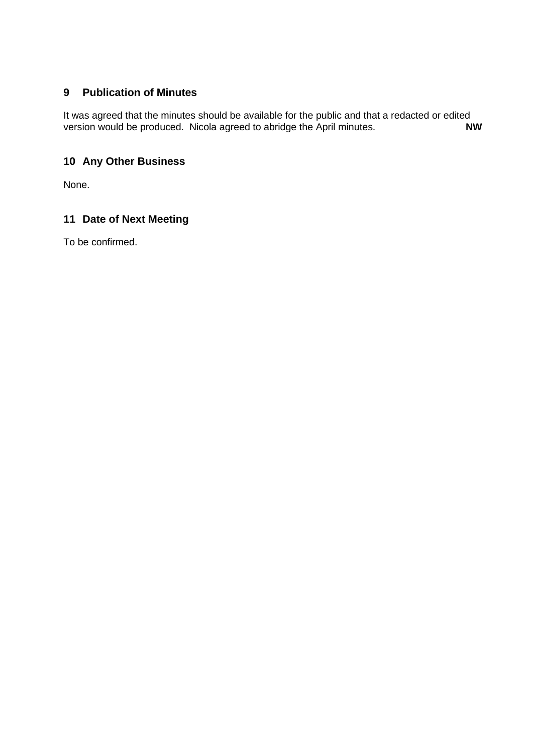## 9 Publication of Minutes

It was agreed that the minutes should be available for the public and that a redacted or edited version would be produced. Nicola agreed to abridge the April minutes. **NW**

## 10 Any Other Business

None.

## 11 Date of Next Meeting

To be confirmed.